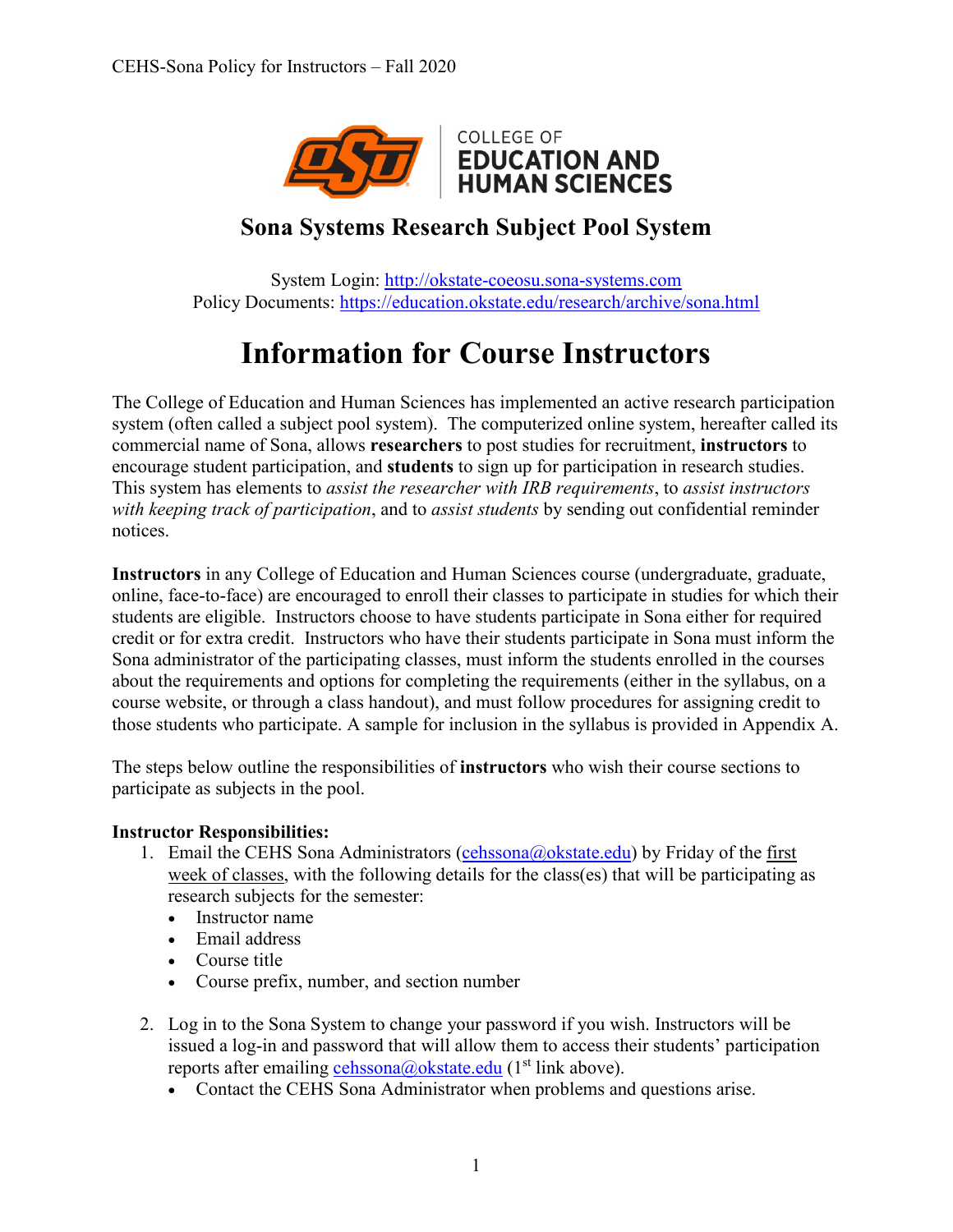COLLEGE OF
EDUCATION AND
HUMAN SCIENCES

## Sona Systems Research Subject Pool System

System Login: http://okstate-coeosu.sona-systems.com
Policy Documents: https://education.okstate.edu/research/archive/sona.html

# Information for Course Instructors

The College of Education and Human Sciences has implemented an active research participation system (often called a subject pool system). The computerized online system, hereafter called its commercial name of Sona, allows **researchers** to post studies for recruitment, **instructors** to encourage student participation, and **students** to sign up for participation in research studies. This system has elements to *assist the researcher with IRB requirements*, to *assist instructors with keeping track of participation*, and to *assist students* by sending out confidential reminder notices.

**Instructors** in any College of Education and Human Sciences course (undergraduate, graduate, online, face-to-face) are encouraged to enroll their classes to participate in studies for which their students are eligible. Instructors choose to have students participate in Sona either for required credit or for extra credit. Instructors who have their students participate in Sona must inform the Sona administrator of the participating classes, must inform the students enrolled in the courses about the requirements and options for completing the requirements (either in the syllabus, on a course website, or through a class handout), and must follow procedures for assigning credit to those students who participate. A sample for inclusion in the syllabus is provided in Appendix A.

The steps below outline the responsibilities of **instructors** who wish their course sections to participate as subjects in the pool.

**Instructor Responsibilities:**

1. Email the CEHS Sona Administrators (cehssona@okstate.edu) by Friday of the first week of classes, with the following details for the class(es) that will be participating as research subjects for the semester:
   - Instructor name
   - Email address
   - Course title
   - Course prefix, number, and section number

2. Log in to the Sona System to change your password if you wish. Instructors will be issued a log-in and password that will allow them to access their students' participation reports after emailing cehssona@okstate.edu (1st link above).
   - Contact the CEHS Sona Administrator when problems and questions arise.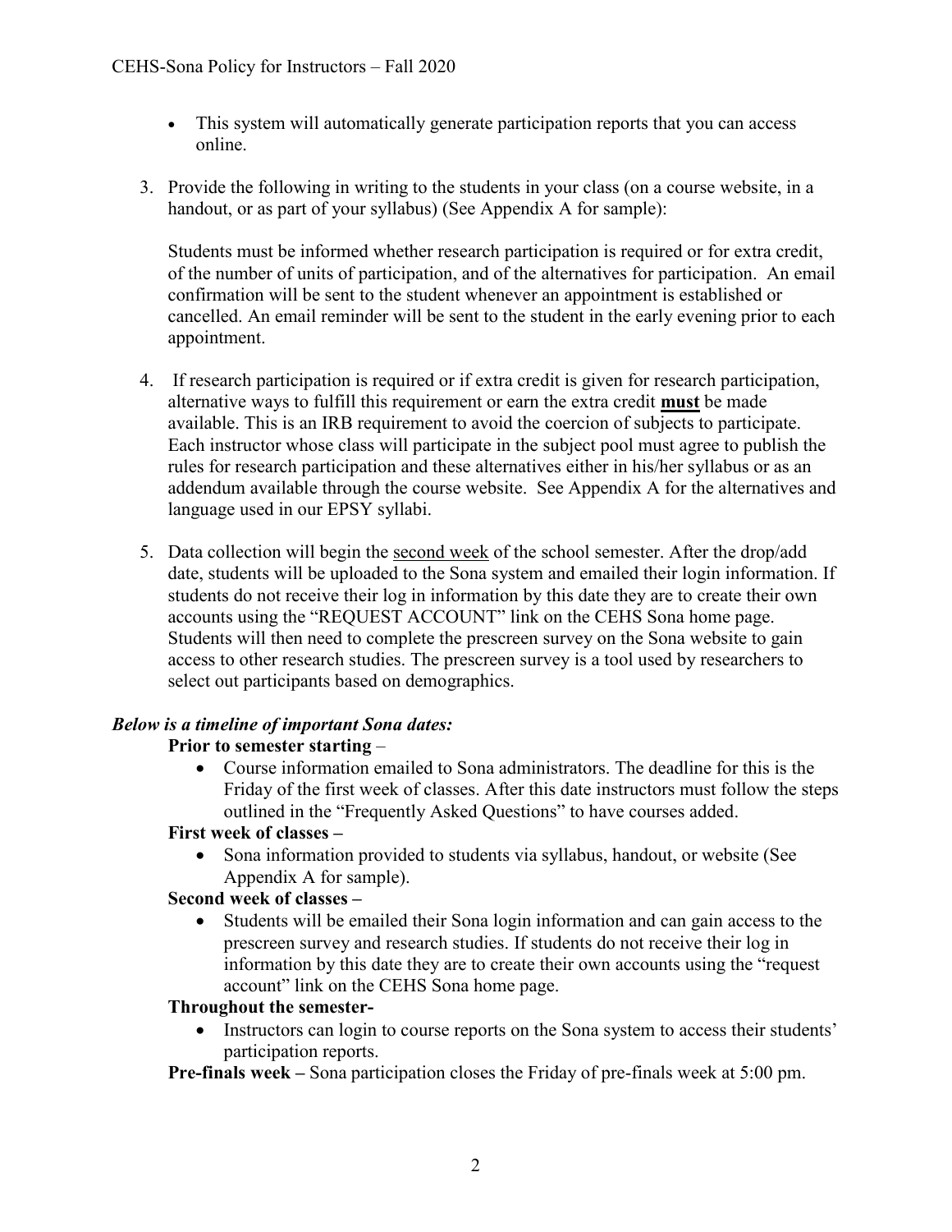- This system will automatically generate participation reports that you can access online.

3. Provide the following in writing to the students in your class (on a course website, in a handout, or as part of your syllabus) (See Appendix A for sample):

   Students must be informed whether research participation is required or for extra credit, of the number of units of participation, and of the alternatives for participation. An email confirmation will be sent to the student whenever an appointment is established or cancelled. An email reminder will be sent to the student in the early evening prior to each appointment.

4. If research participation is required or if extra credit is given for research participation, alternative ways to fulfill this requirement or earn the extra credit **<u>must</u>** be made available. This is an IRB requirement to avoid the coercion of subjects to participate. Each instructor whose class will participate in the subject pool must agree to publish the rules for research participation and these alternatives either in his/her syllabus or as an addendum available through the course website. See Appendix A for the alternatives and language used in our EPSY syllabi.

5. Data collection will begin the <u>second week</u> of the school semester. After the drop/add date, students will be uploaded to the Sona system and emailed their login information. If students do not receive their log in information by this date they are to create their own accounts using the "REQUEST ACCOUNT" link on the CEHS Sona home page. Students will then need to complete the prescreen survey on the Sona website to gain access to other research studies. The prescreen survey is a tool used by researchers to select out participants based on demographics.

***Below is a timeline of important Sona dates:***

**Prior to semester starting** –

- Course information emailed to Sona administrators. The deadline for this is the Friday of the first week of classes. After this date instructors must follow the steps outlined in the "Frequently Asked Questions" to have courses added.

**First week of classes –**

- Sona information provided to students via syllabus, handout, or website (See Appendix A for sample).

**Second week of classes –**

- Students will be emailed their Sona login information and can gain access to the prescreen survey and research studies. If students do not receive their log in information by this date they are to create their own accounts using the "request account" link on the CEHS Sona home page.

**Throughout the semester-**

- Instructors can login to course reports on the Sona system to access their students' participation reports.

**Pre-finals week –** Sona participation closes the Friday of pre-finals week at 5:00 pm.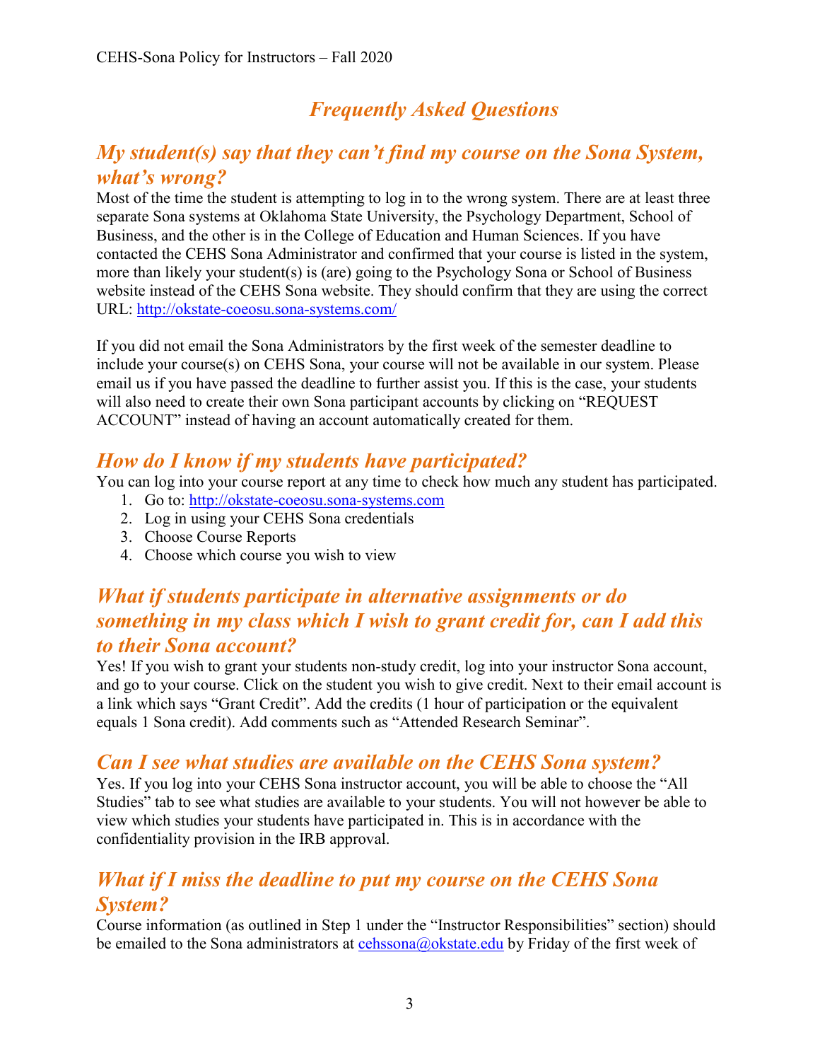## *Frequently Asked Questions*

### *My student(s) say that they can't find my course on the Sona System, what's wrong?*

Most of the time the student is attempting to log in to the wrong system. There are at least three separate Sona systems at Oklahoma State University, the Psychology Department, School of Business, and the other is in the College of Education and Human Sciences. If you have contacted the CEHS Sona Administrator and confirmed that your course is listed in the system, more than likely your student(s) is (are) going to the Psychology Sona or School of Business website instead of the CEHS Sona website. They should confirm that they are using the correct URL: [http://okstate-coeosu.sona-systems.com/](http://okstate-coeosu.sona-systems.com/)

If you did not email the Sona Administrators by the first week of the semester deadline to include your course(s) on CEHS Sona, your course will not be available in our system. Please email us if you have passed the deadline to further assist you. If this is the case, your students will also need to create their own Sona participant accounts by clicking on "REQUEST ACCOUNT" instead of having an account automatically created for them.

### *How do I know if my students have participated?*

You can log into your course report at any time to check how much any student has participated.

1. Go to: [http://okstate-coeosu.sona-systems.com](http://okstate-coeosu.sona-systems.com)
2. Log in using your CEHS Sona credentials
3. Choose Course Reports
4. Choose which course you wish to view

### *What if students participate in alternative assignments or do something in my class which I wish to grant credit for, can I add this to their Sona account?*

Yes! If you wish to grant your students non-study credit, log into your instructor Sona account, and go to your course. Click on the student you wish to give credit. Next to their email account is a link which says "Grant Credit". Add the credits (1 hour of participation or the equivalent equals 1 Sona credit). Add comments such as "Attended Research Seminar".

### *Can I see what studies are available on the CEHS Sona system?*

Yes. If you log into your CEHS Sona instructor account, you will be able to choose the "All Studies" tab to see what studies are available to your students. You will not however be able to view which studies your students have participated in. This is in accordance with the confidentiality provision in the IRB approval.

### *What if I miss the deadline to put my course on the CEHS Sona System?*

Course information (as outlined in Step 1 under the "Instructor Responsibilities" section) should be emailed to the Sona administrators at [cehssona@okstate.edu](mailto:cehssona@okstate.edu) by Friday of the first week of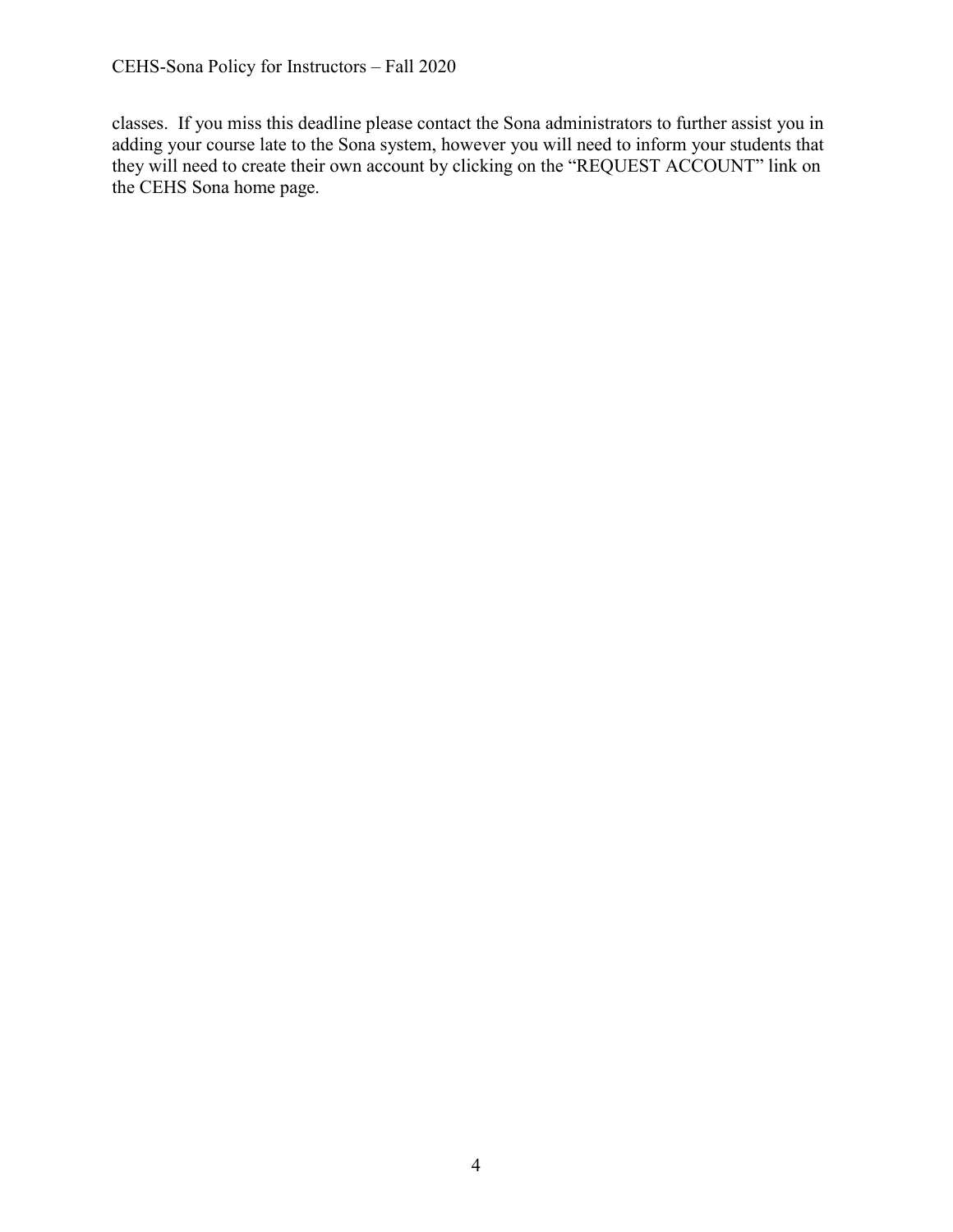classes. If you miss this deadline please contact the Sona administrators to further assist you in adding your course late to the Sona system, however you will need to inform your students that they will need to create their own account by clicking on the "REQUEST ACCOUNT" link on the CEHS Sona home page.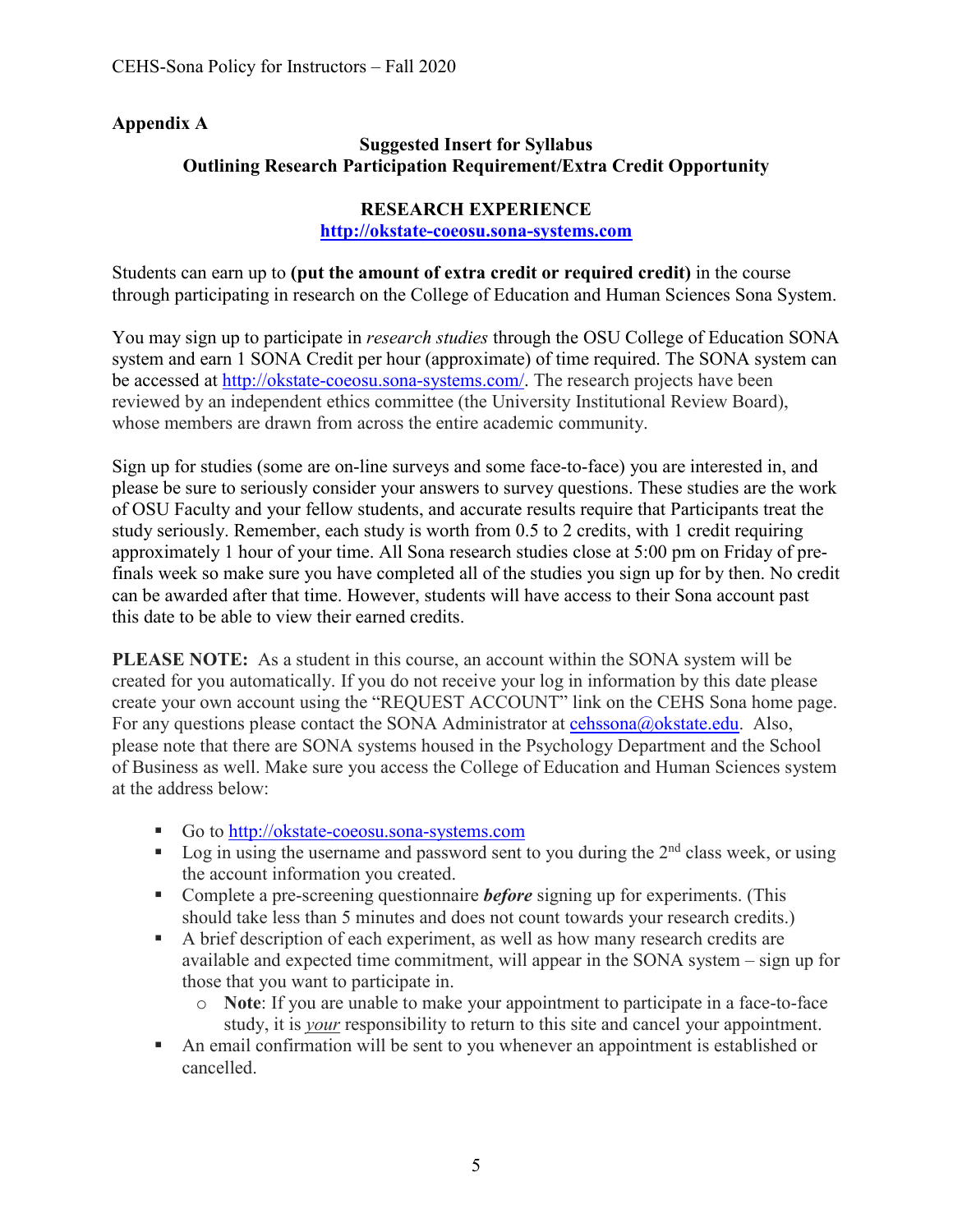## Appendix A

### Suggested Insert for Syllabus
### Outlining Research Participation Requirement/Extra Credit Opportunity

**RESEARCH EXPERIENCE**

**http://okstate-coeosu.sona-systems.com**

Students can earn up to **(put the amount of extra credit or required credit)** in the course through participating in research on the College of Education and Human Sciences Sona System.

You may sign up to participate in *research studies* through the OSU College of Education SONA system and earn 1 SONA Credit per hour (approximate) of time required. The SONA system can be accessed at http://okstate-coeosu.sona-systems.com/. The research projects have been reviewed by an independent ethics committee (the University Institutional Review Board), whose members are drawn from across the entire academic community.

Sign up for studies (some are on-line surveys and some face-to-face) you are interested in, and please be sure to seriously consider your answers to survey questions. These studies are the work of OSU Faculty and your fellow students, and accurate results require that Participants treat the study seriously. Remember, each study is worth from 0.5 to 2 credits, with 1 credit requiring approximately 1 hour of your time. All Sona research studies close at 5:00 pm on Friday of pre-finals week so make sure you have completed all of the studies you sign up for by then. No credit can be awarded after that time. However, students will have access to their Sona account past this date to be able to view their earned credits.

**PLEASE NOTE:** As a student in this course, an account within the SONA system will be created for you automatically. If you do not receive your log in information by this date please create your own account using the "REQUEST ACCOUNT" link on the CEHS Sona home page. For any questions please contact the SONA Administrator at cehssona@okstate.edu. Also, please note that there are SONA systems housed in the Psychology Department and the School of Business as well. Make sure you access the College of Education and Human Sciences system at the address below:

- Go to http://okstate-coeosu.sona-systems.com
- Log in using the username and password sent to you during the 2nd class week, or using the account information you created.
- Complete a pre-screening questionnaire ***before*** signing up for experiments. (This should take less than 5 minutes and does not count towards your research credits.)
- A brief description of each experiment, as well as how many research credits are available and expected time commitment, will appear in the SONA system – sign up for those that you want to participate in.
  - **Note**: If you are unable to make your appointment to participate in a face-to-face study, it is *your* responsibility to return to this site and cancel your appointment.
- An email confirmation will be sent to you whenever an appointment is established or cancelled.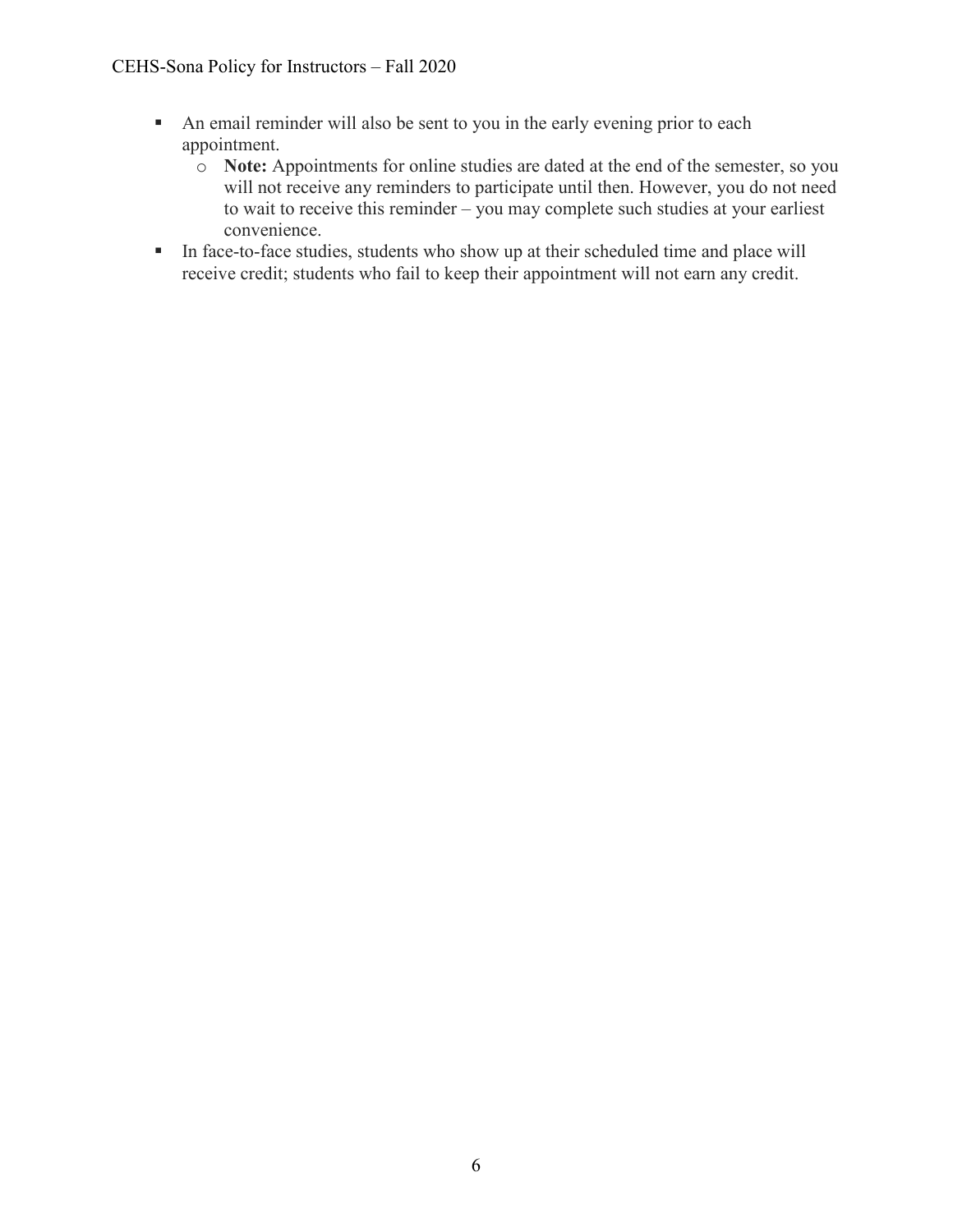- An email reminder will also be sent to you in the early evening prior to each appointment.
  - **Note:** Appointments for online studies are dated at the end of the semester, so you will not receive any reminders to participate until then. However, you do not need to wait to receive this reminder – you may complete such studies at your earliest convenience.
- In face-to-face studies, students who show up at their scheduled time and place will receive credit; students who fail to keep their appointment will not earn any credit.